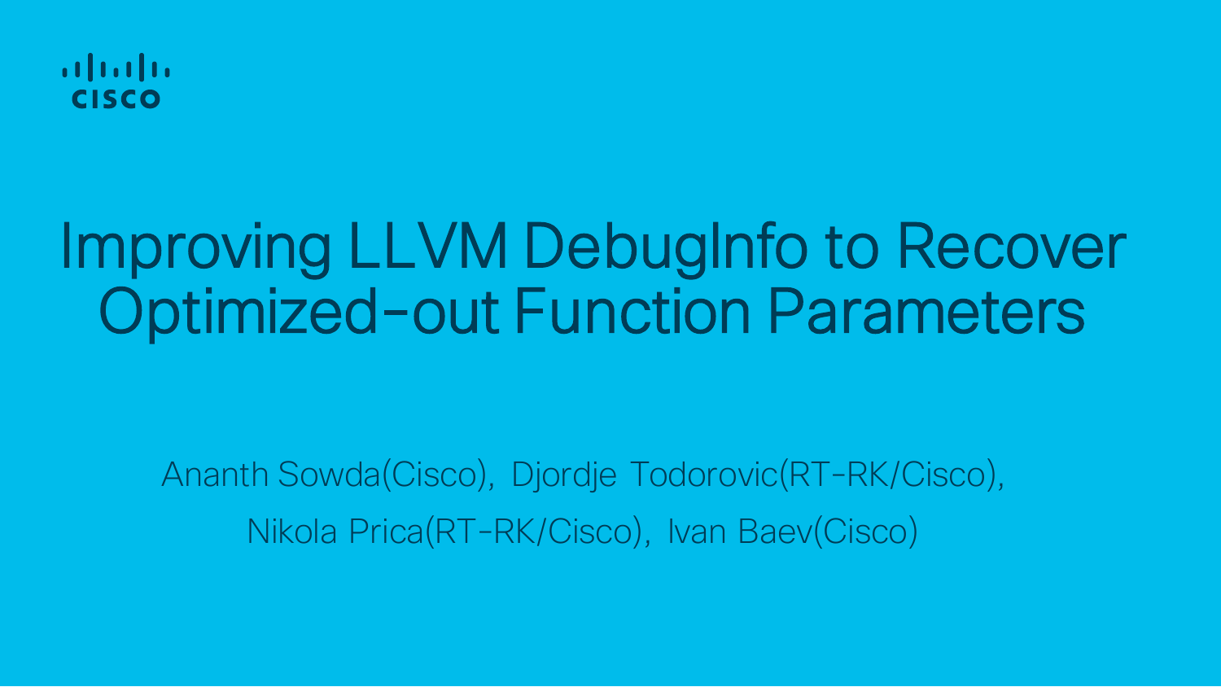# Improving LLVM DebugInfo to Recover Optimized-out Function Parameters

Ananth Sowda(Cisco), Djordje Todorovic(RT-RK/Cisco), Nikola Prica(RT-RK/Cisco), Ivan Baev(Cisco)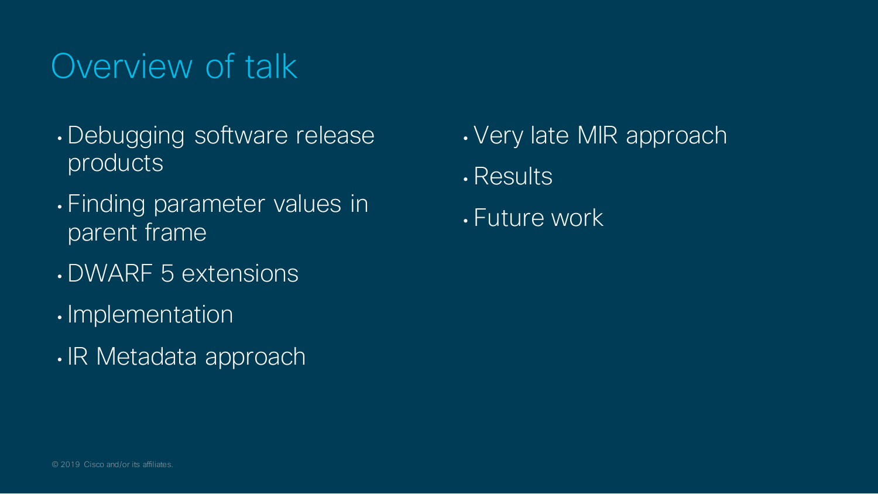# Overview of talk

- Debugging software release products
- Finding parameter values in parent frame
- DWARF 5 extensions
- Implementation
- IR Metadata approach
- Very late MIR approach
- Results
- Future work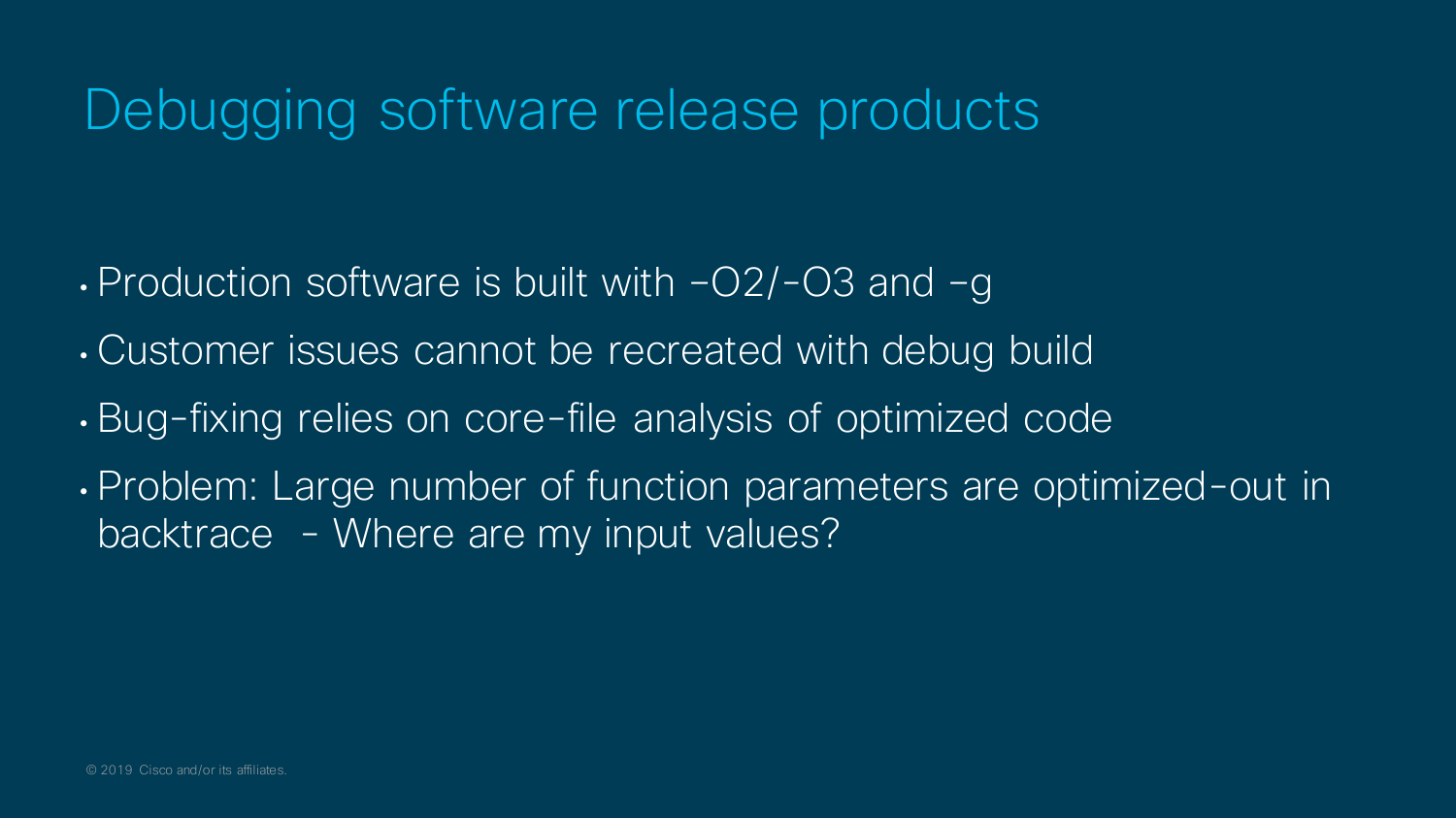# Debugging software release products

- Production software is built with –O2/-O3 and –g
- Customer issues cannot be recreated with debug build
- Bug-fixing relies on core-file analysis of optimized code
- Problem: Large number of function parameters are optimized-out in backtrace - Where are my input values?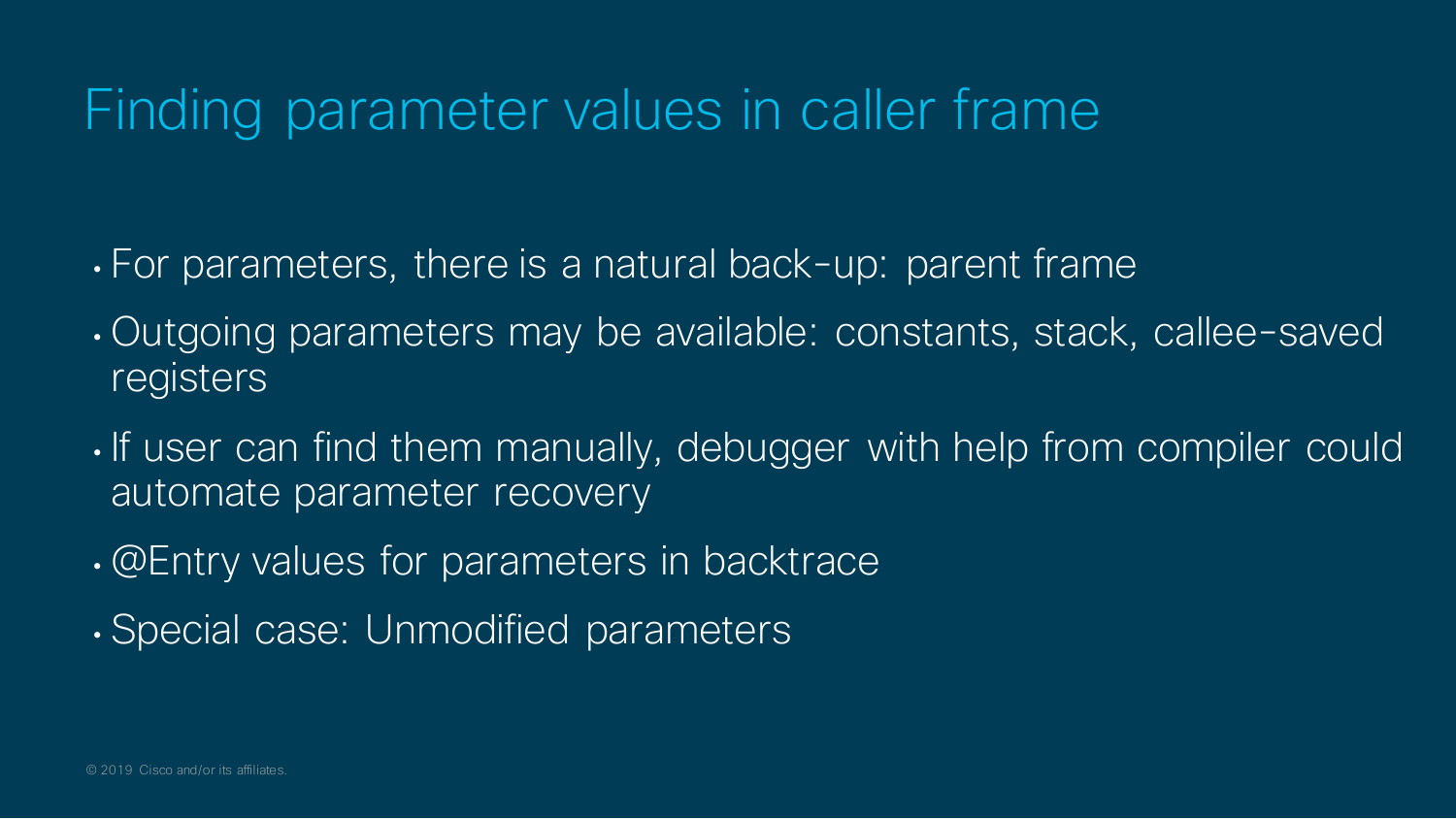# Finding parameter values in caller frame

- For parameters, there is a natural back-up: parent frame
- Outgoing parameters may be available: constants, stack, callee-saved registers
- If user can find them manually, debugger with help from compiler could automate parameter recovery
- @Entry values for parameters in backtrace
- Special case: Unmodified parameters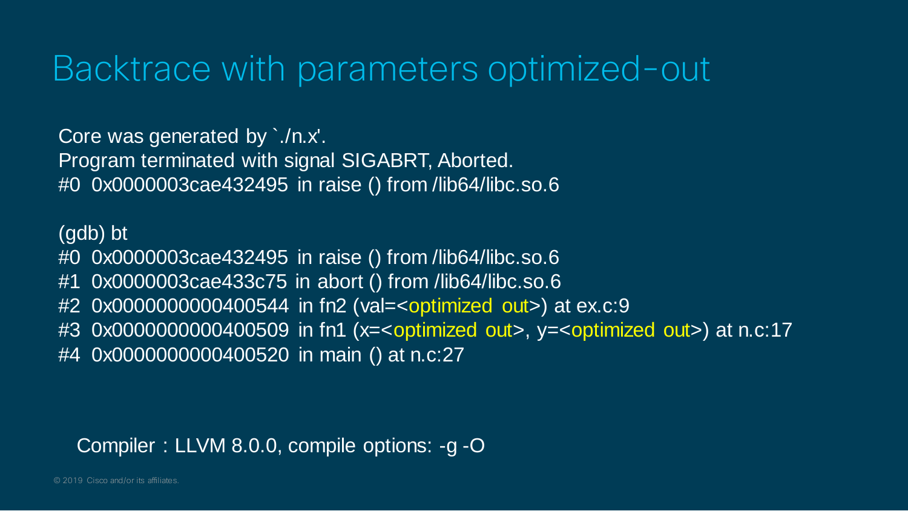# Backtrace with parameters optimized-out

```
Core was generated by `./n.x'.
Program terminated with signal SIGABRT, Aborted.
#0  0x0000003cae432495 in raise () from /lib64/libc.so.6

(gdb) bt
#0  0x0000003cae432495 in raise () from /lib64/libc.so.6
#1  0x0000003cae433c75 in abort () from /lib64/libc.so.6
#2  0x0000000000400544 in fn2 (val=<optimized out>) at ex.c:9
#3  0x0000000000400509 in fn1 (x=<optimized out>, y=<optimized out>) at n.c:17
#4  0x0000000000400520 in main () at n.c:27
```

Compiler : LLVM 8.0.0, compile options: -g -O

© 2019 Cisco and/or its affiliates.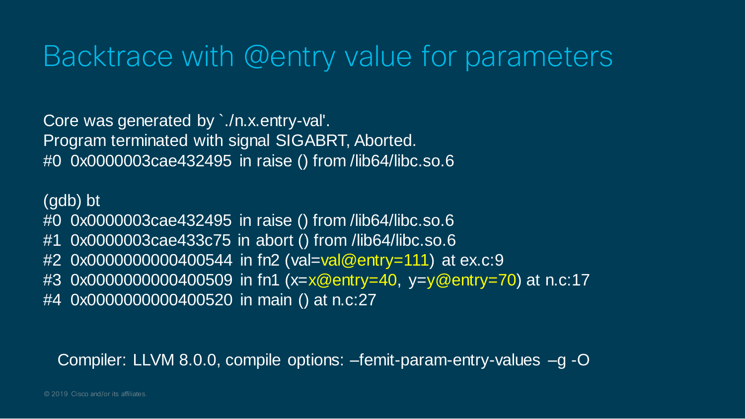# Backtrace with @entry value for parameters

```
Core was generated by `./n.x.entry-val'.
Program terminated with signal SIGABRT, Aborted.
#0  0x0000003cae432495 in raise () from /lib64/libc.so.6

(gdb) bt
#0  0x0000003cae432495 in raise () from /lib64/libc.so.6
#1  0x0000003cae433c75 in abort () from /lib64/libc.so.6
#2  0x0000000000400544 in fn2 (val=val@entry=111) at ex.c:9
#3  0x0000000000400509 in fn1 (x=x@entry=40, y=y@entry=70) at n.c:17
#4  0x0000000000400520 in main () at n.c:27
```

Compiler: LLVM 8.0.0, compile options: –femit-param-entry-values –g -O

© 2019 Cisco and/or its affiliates.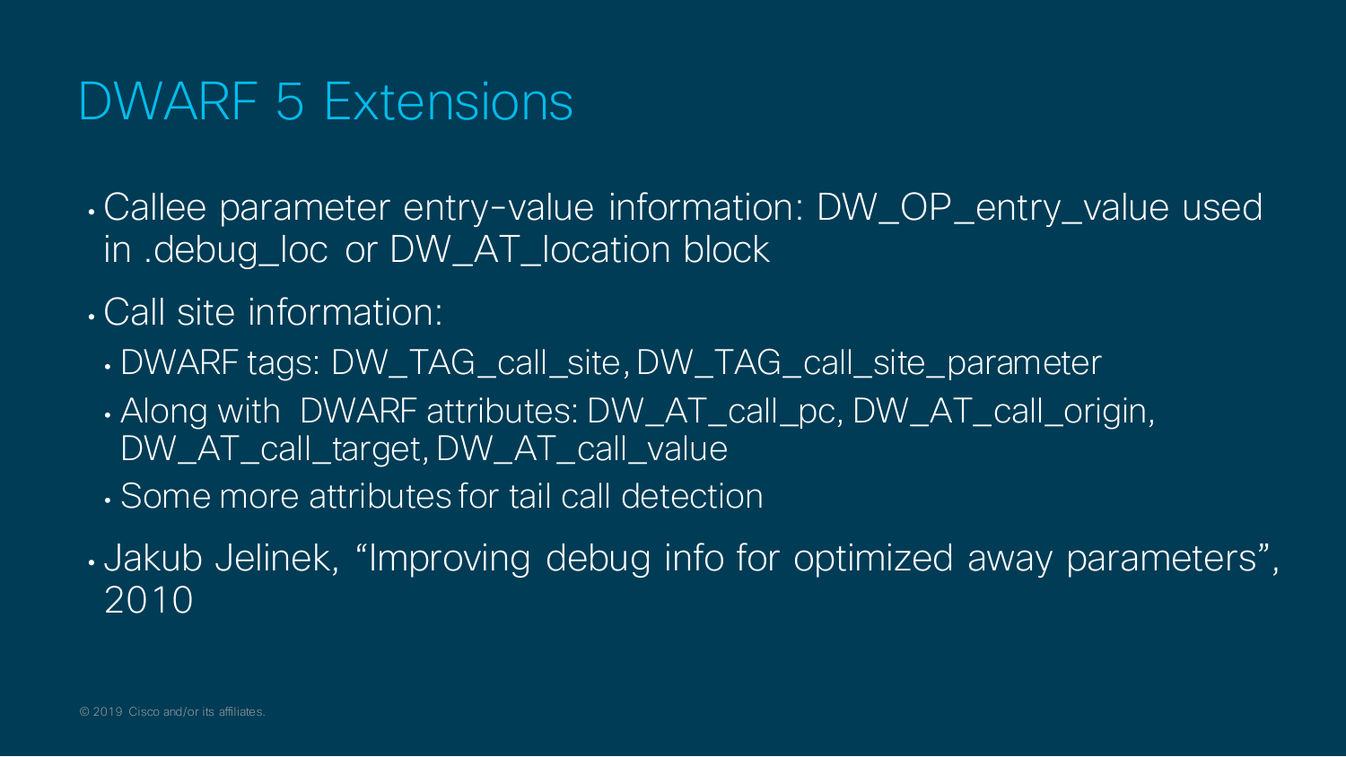# DWARF 5 Extensions

- Callee parameter entry-value information: DW_OP_entry_value used in .debug_loc or DW_AT_location block
- Call site information:
  - DWARF tags: DW_TAG_call_site, DW_TAG_call_site_parameter
  - Along with DWARF attributes: DW_AT_call_pc, DW_AT_call_origin, DW_AT_call_target, DW_AT_call_value
  - Some more attributes for tail call detection
- Jakub Jelinek, "Improving debug info for optimized away parameters", 2010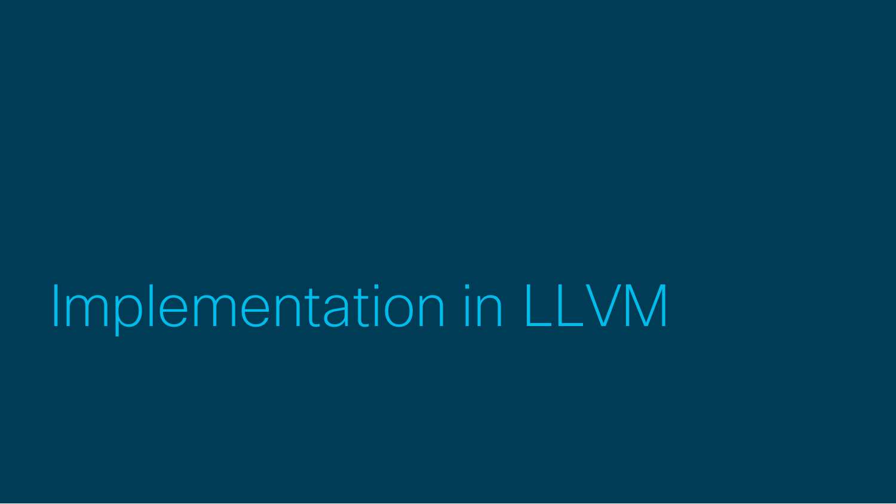# Implementation in LLVM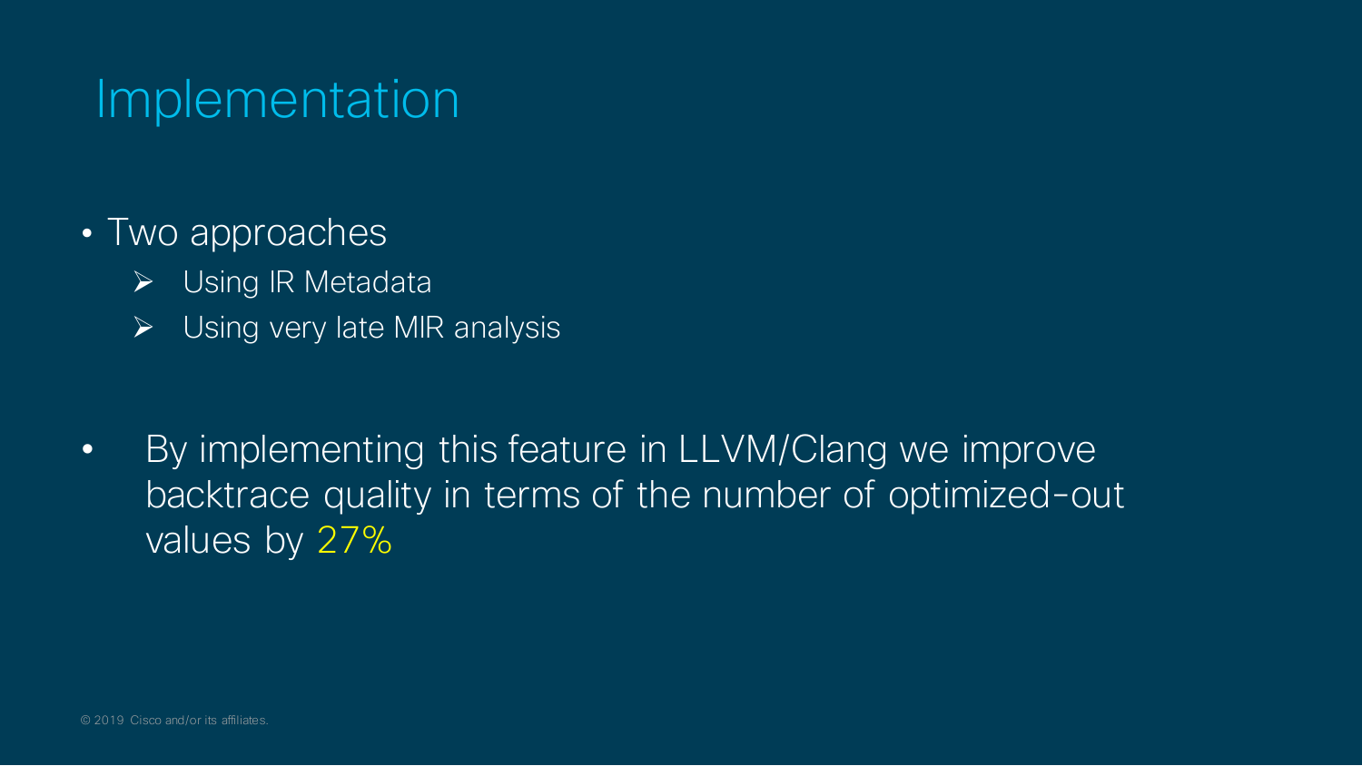# Implementation

- Two approaches
  - Using IR Metadata
  - Using very late MIR analysis

- By implementing this feature in LLVM/Clang we improve backtrace quality in terms of the number of optimized-out values by 27%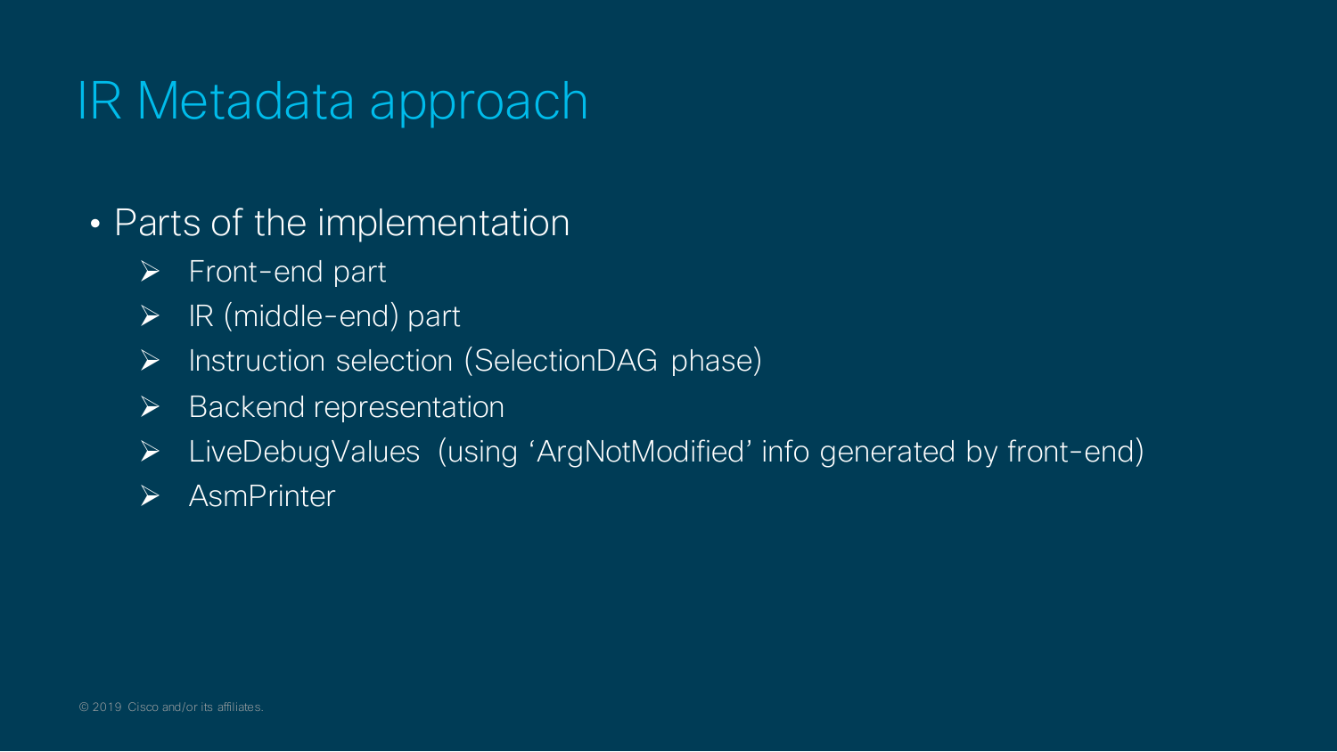# IR Metadata approach

- Parts of the implementation
  - Front-end part
  - IR (middle-end) part
  - Instruction selection (SelectionDAG phase)
  - Backend representation
  - LiveDebugValues (using 'ArgNotModified' info generated by front-end)
  - AsmPrinter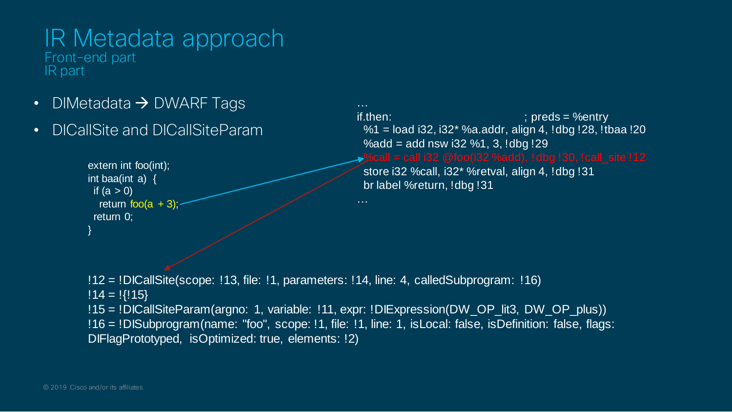# IR Metadata approach

Front-end part

IR part

- DIMetadata → DWARF Tags
- DICallSite and DICallSiteParam

```
extern int foo(int);
int baa(int a) {
  if (a > 0)
    return foo(a + 3);
  return 0;
}
```

```
…
if.then:                                        ; preds = %entry
  %1 = load i32, i32* %a.addr, align 4, !dbg !28, !tbaa !20
  %add = add nsw i32 %1, 3, !dbg !29
  %call = call i32 @foo(i32 %add), !dbg !30, !call_site !12
  store i32 %call, i32* %retval, align 4, !dbg !31
  br label %return, !dbg !31
…
```

```
!12 = !DICallSite(scope: !13, file: !1, parameters: !14, line: 4, calledSubprogram: !16)
!14 = !{!15}
!15 = !DICallSiteParam(argno: 1, variable: !11, expr: !DIExpression(DW_OP_lit3, DW_OP_plus))
!16 = !DISubprogram(name: "foo", scope: !1, file: !1, line: 1, isLocal: false, isDefinition: false, flags:
DIFlagPrototyped, isOptimized: true, elements: !2)
```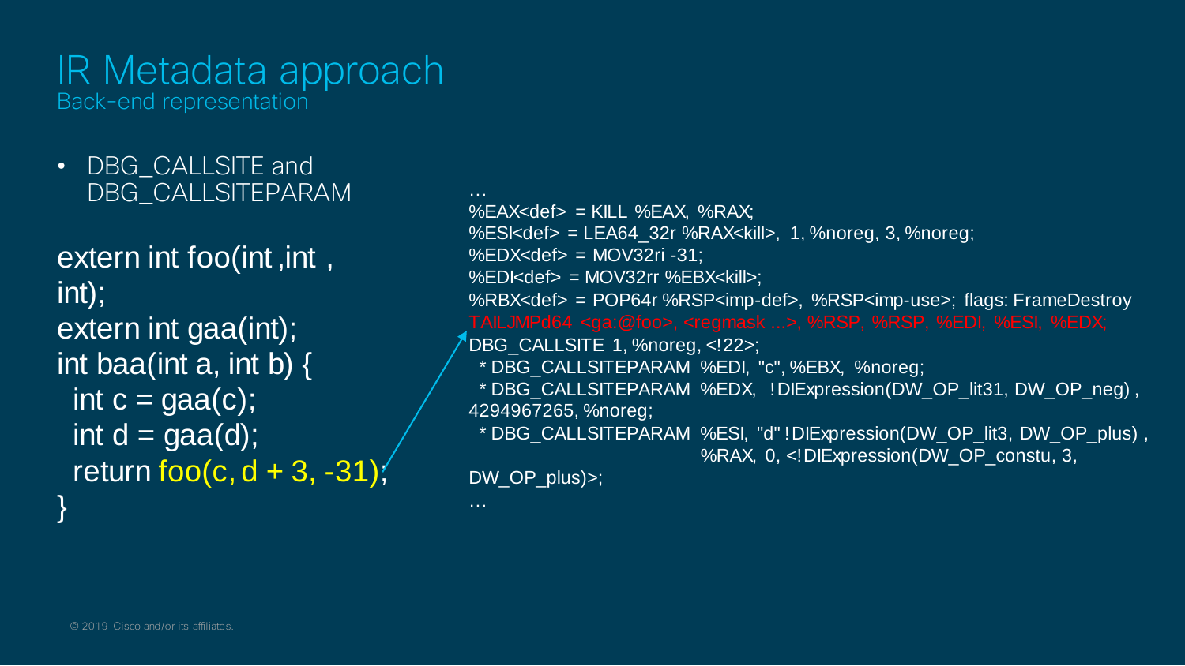# IR Metadata approach

## Back-end representation

- DBG_CALLSITE and DBG_CALLSITEPARAM

```
extern int foo(int ,int ,
int);
extern int gaa(int);
int baa(int a, int b) {
  int c = gaa(c);
  int d = gaa(d);
  return foo(c, d + 3, -31);
}
```

```
…
%EAX<def> = KILL %EAX, %RAX;
%ESI<def> = LEA64_32r %RAX<kill>, 1, %noreg, 3, %noreg;
%EDX<def> = MOV32ri -31;
%EDI<def> = MOV32rr %EBX<kill>;
%RBX<def> = POP64r %RSP<imp-def>, %RSP<imp-use>; flags: FrameDestroy
TAILJMPd64 <ga:@foo>, <regmask ...>, %RSP, %RSP, %EDI, %ESI, %EDX;
DBG_CALLSITE 1, %noreg, <!22>;
  * DBG_CALLSITEPARAM %EDI, "c", %EBX, %noreg;
  * DBG_CALLSITEPARAM %EDX, !DIExpression(DW_OP_lit31, DW_OP_neg) ,
4294967265, %noreg;
  * DBG_CALLSITEPARAM %ESI, "d" !DIExpression(DW_OP_lit3, DW_OP_plus) ,
                      %RAX, 0, <!DIExpression(DW_OP_constu, 3,
DW_OP_plus)>;
…
```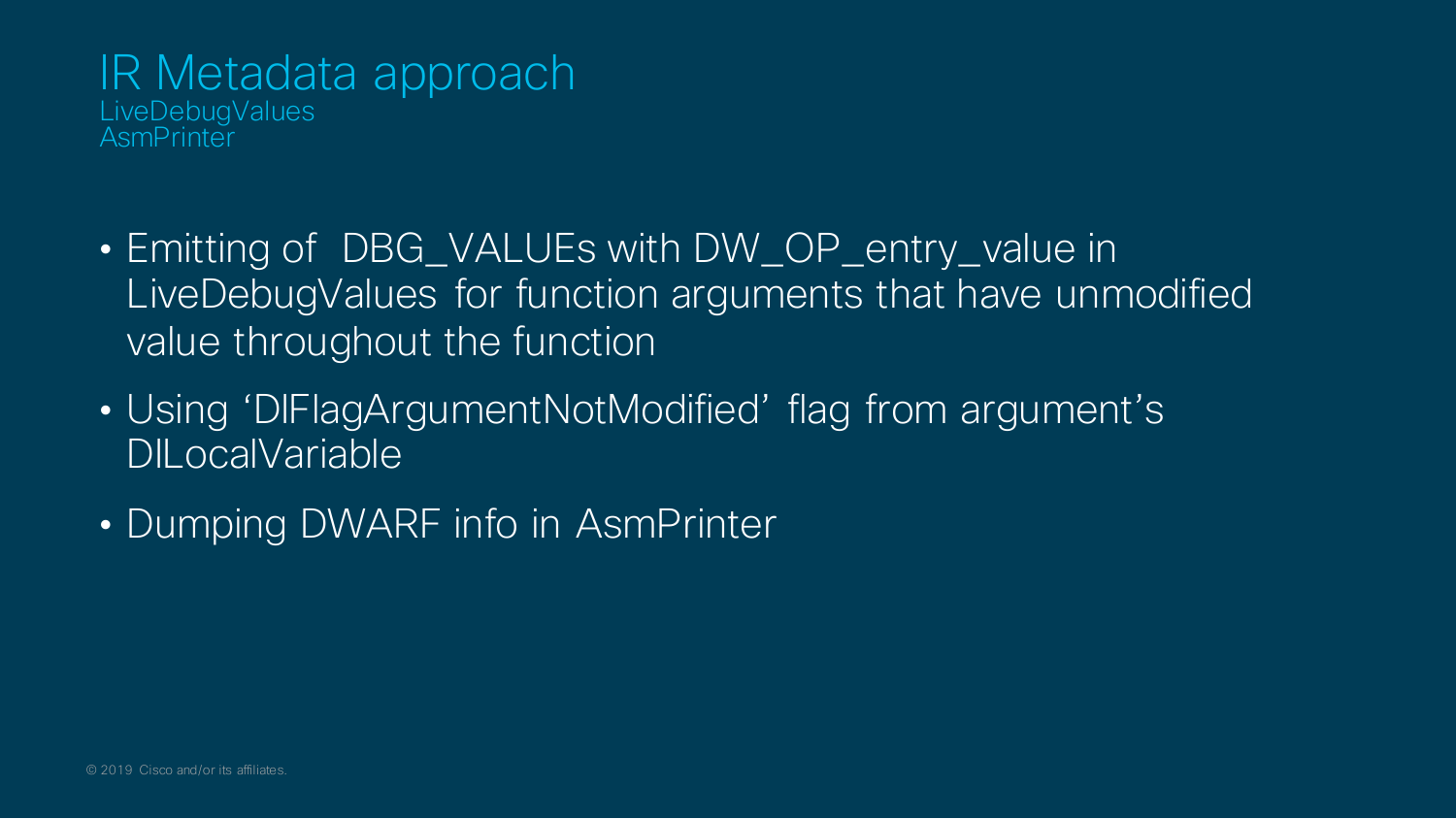# IR Metadata approach

LiveDebugValues
AsmPrinter

- Emitting of DBG_VALUEs with DW_OP_entry_value in LiveDebugValues for function arguments that have unmodified value throughout the function
- Using ‘DIFlagArgumentNotModified’ flag from argument’s DILocalVariable
- Dumping DWARF info in AsmPrinter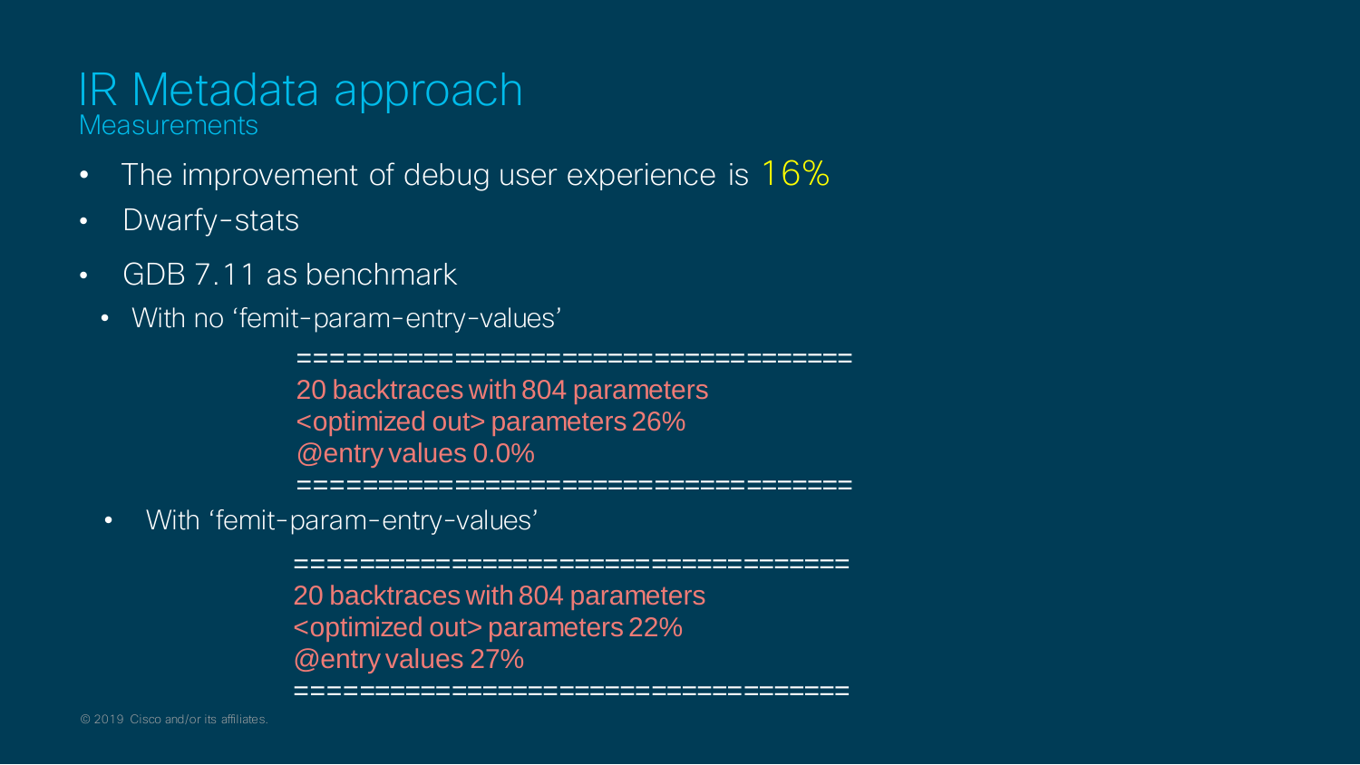# IR Metadata approach

## Measurements

- The improvement of debug user experience is 16%
- Dwarfy-stats
- GDB 7.11 as benchmark
  - With no 'femit-param-entry-values'

```
====================================
20 backtraces with 804 parameters
<optimized out> parameters 26%
@entry values 0.0%
====================================
```

  - With 'femit-param-entry-values'

```
====================================
20 backtraces with 804 parameters
<optimized out> parameters 22%
@entry values 27%
====================================
```

© 2019 Cisco and/or its affiliates.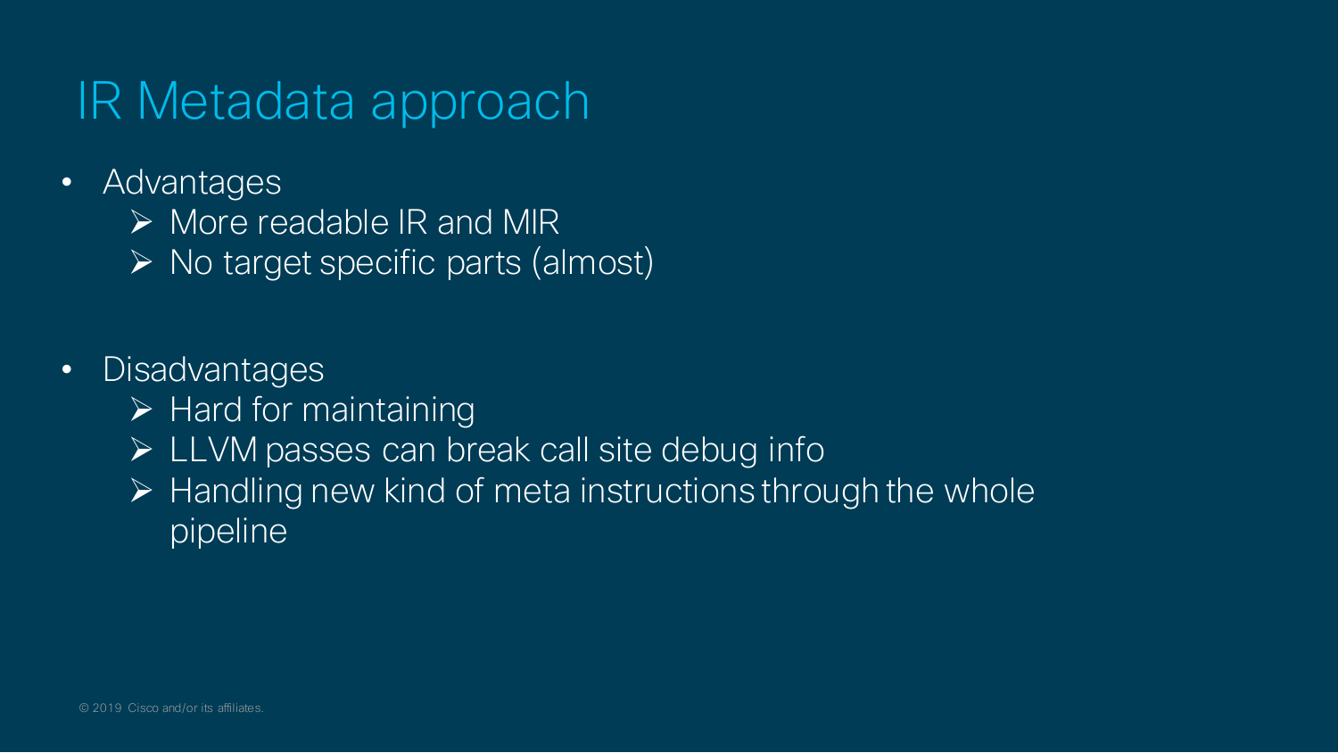# IR Metadata approach

- Advantages
  - More readable IR and MIR
  - No target specific parts (almost)

- Disadvantages
  - Hard for maintaining
  - LLVM passes can break call site debug info
  - Handling new kind of meta instructions through the whole pipeline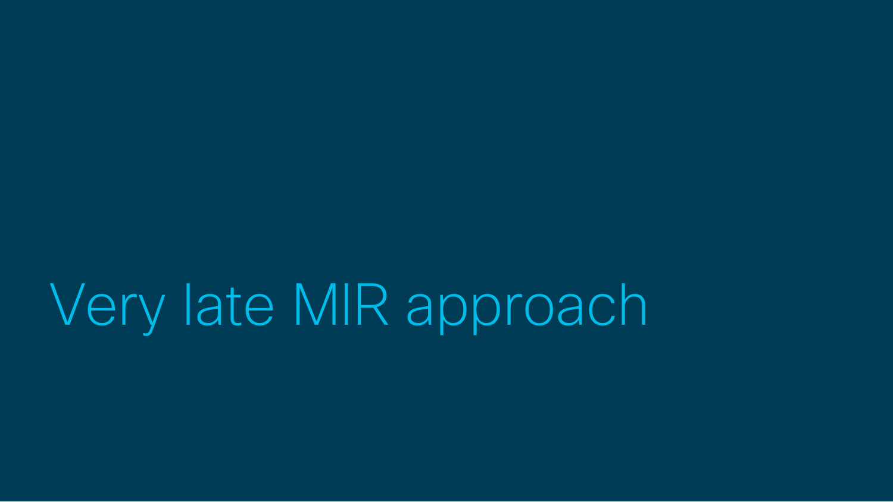# Very late MIR approach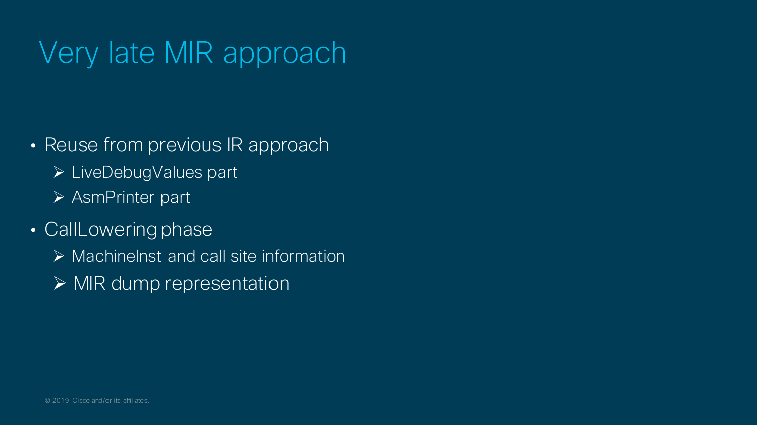# Very late MIR approach

- Reuse from previous IR approach
  - LiveDebugValues part
  - AsmPrinter part
- CallLowering phase
  - MachineInst and call site information
  - MIR dump representation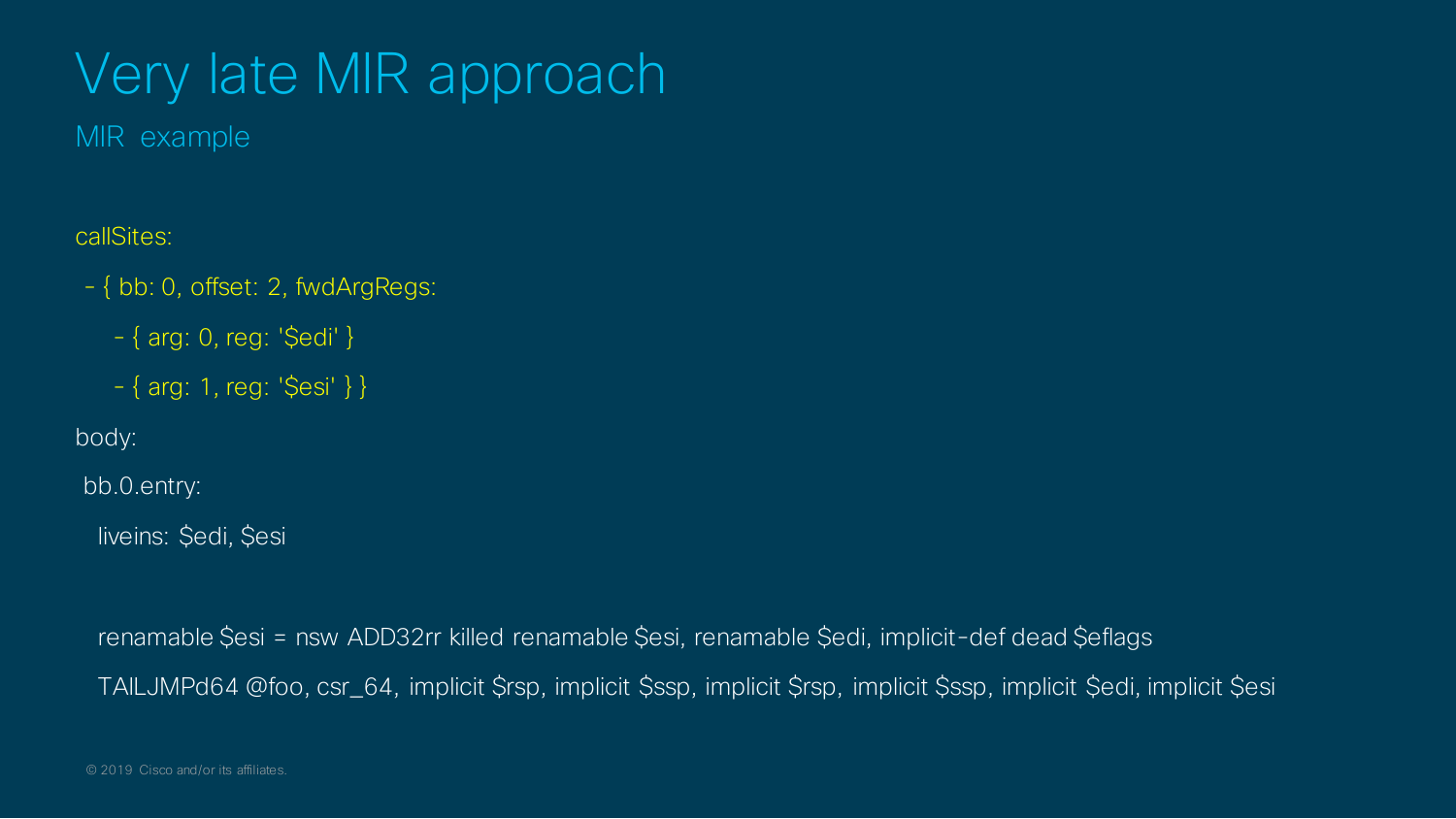# Very late MIR approach

## MIR example

```
callSites:
 - { bb: 0, offset: 2, fwdArgRegs:
     - { arg: 0, reg: '$edi' }
     - { arg: 1, reg: '$esi' } }
body:
 bb.0.entry:
   liveins: $edi, $esi

   renamable $esi = nsw ADD32rr killed renamable $esi, renamable $edi, implicit-def dead $eflags
   TAILJMPd64 @foo, csr_64, implicit $rsp, implicit $ssp, implicit $rsp, implicit $ssp, implicit $edi, implicit $esi
```

© 2019 Cisco and/or its affiliates.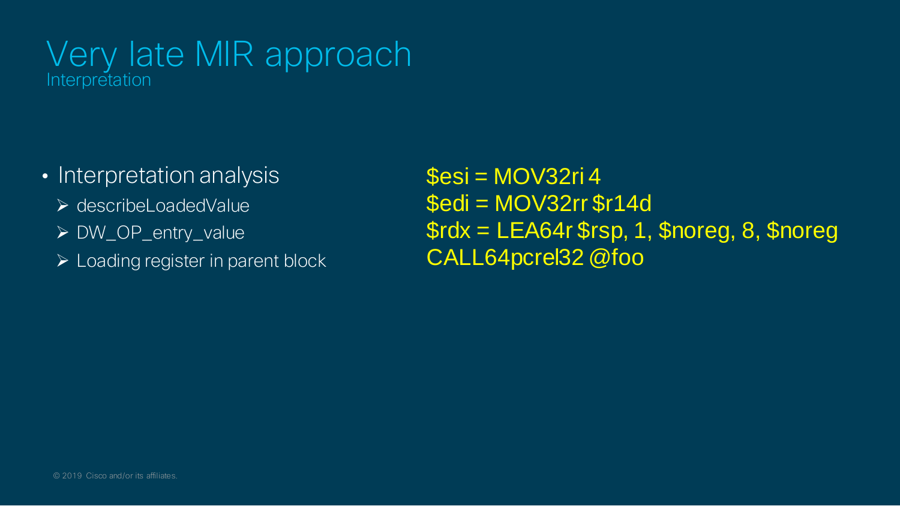# Very late MIR approach

## Interpretation

- Interpretation analysis
  - describeLoadedValue
  - DW_OP_entry_value
  - Loading register in parent block

```
$esi = MOV32ri 4
$edi = MOV32rr $r14d
$rdx = LEA64r $rsp, 1, $noreg, 8, $noreg
CALL64pcrel32 @foo
```

© 2019 Cisco and/or its affiliates.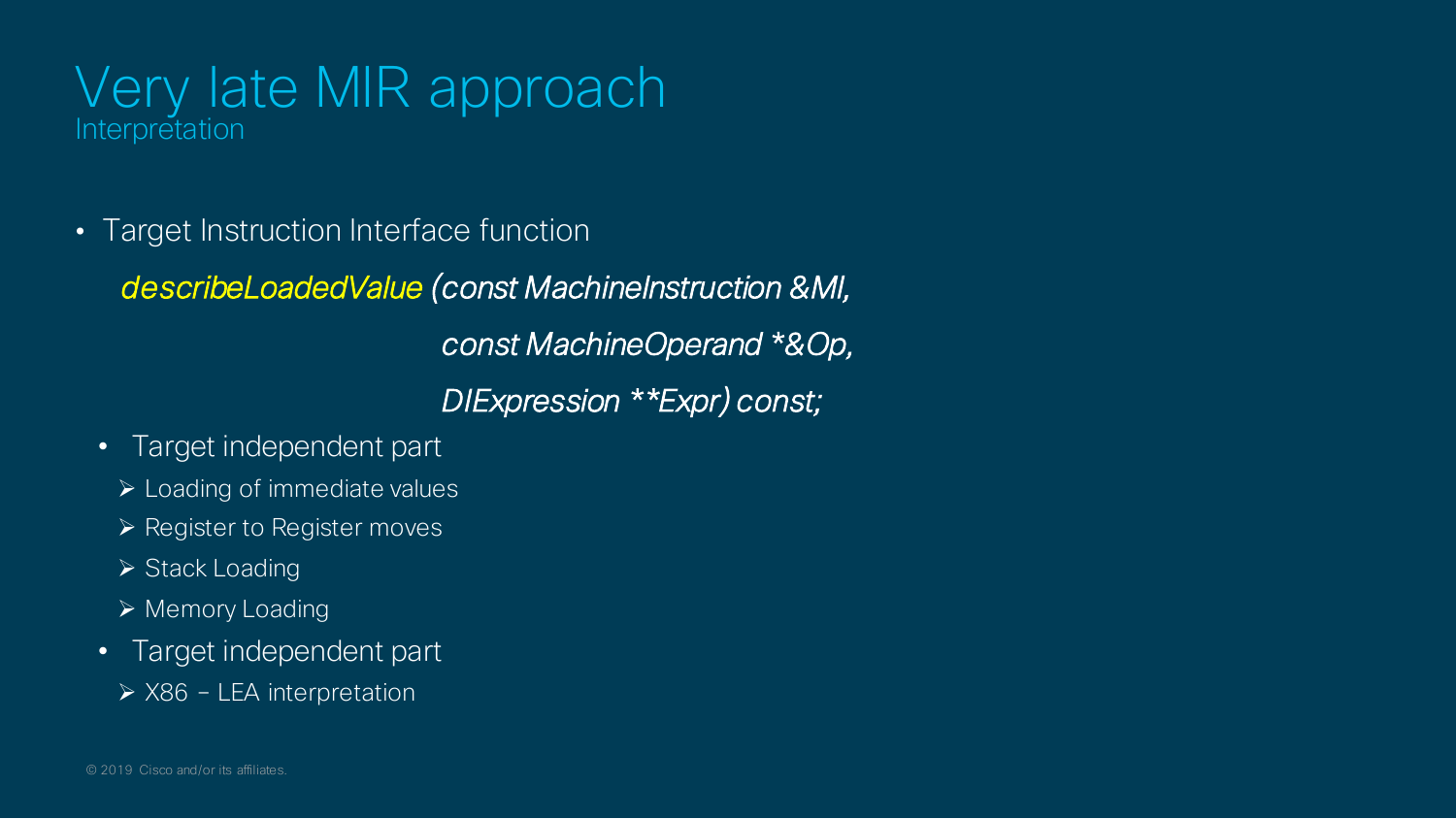# Very late MIR approach

## Interpretation

- Target Instruction Interface function

```
describeLoadedValue (const MachineInstruction &MI,
                     const MachineOperand *&Op,
                     DIExpression **Expr) const;
```

  - Target independent part
    - Loading of immediate values
    - Register to Register moves
    - Stack Loading
    - Memory Loading
  - Target independent part
    - X86 – LEA interpretation

© 2019 Cisco and/or its affiliates.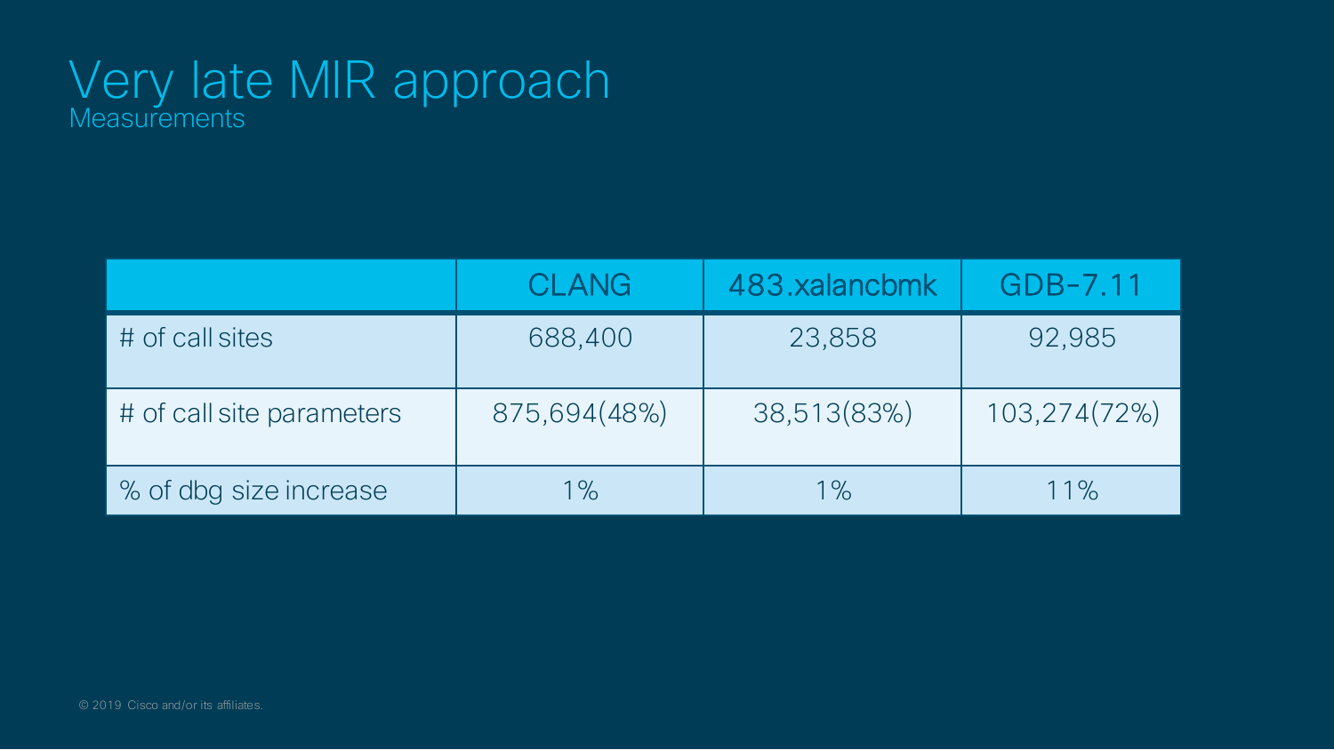# Very late MIR approach

## Measurements

| | CLANG | 483.xalancbmk | GDB-7.11 |
|---|---|---|---|
| # of call sites | 688,400 | 23,858 | 92,985 |
| # of call site parameters | 875,694(48%) | 38,513(83%) | 103,274(72%) |
| % of dbg size increase | 1% | 1% | 11% |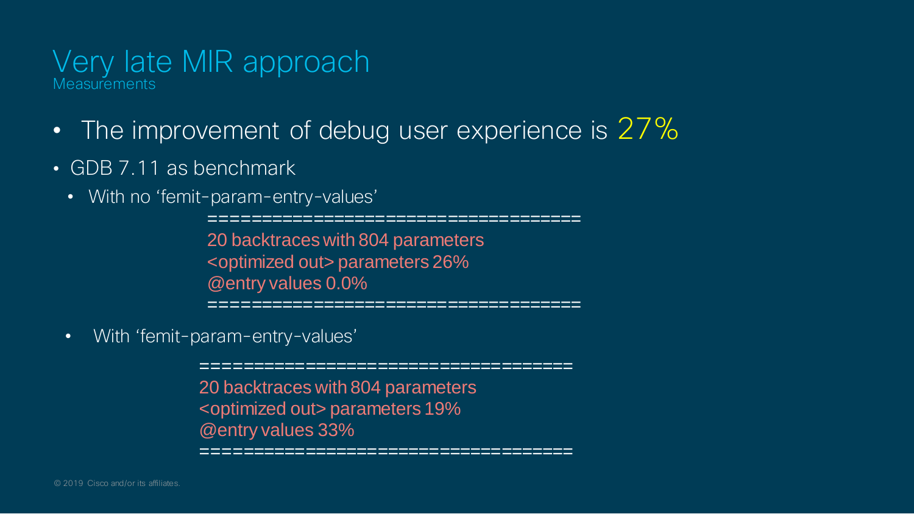# Very late MIR approach

## Measurements

- The improvement of debug user experience is 27%
- GDB 7.11 as benchmark
  - With no 'femit-param-entry-values'

```
===================================
20 backtraces with 804 parameters
<optimized out> parameters 26%
@entry values 0.0%
===================================
```

  - With 'femit-param-entry-values'

```
===================================
20 backtraces with 804 parameters
<optimized out> parameters 19%
@entry values 33%
===================================
```

© 2019 Cisco and/or its affiliates.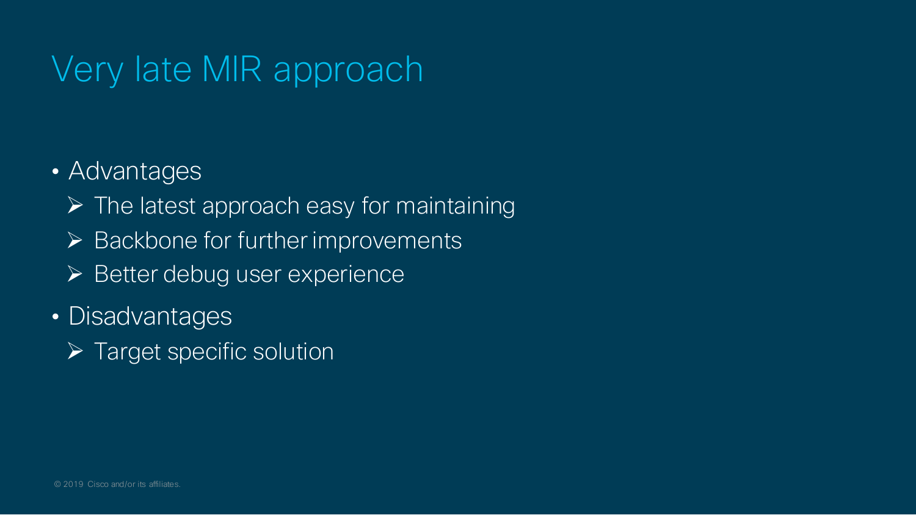# Very late MIR approach

- Advantages
  - The latest approach easy for maintaining
  - Backbone for further improvements
  - Better debug user experience
- Disadvantages
  - Target specific solution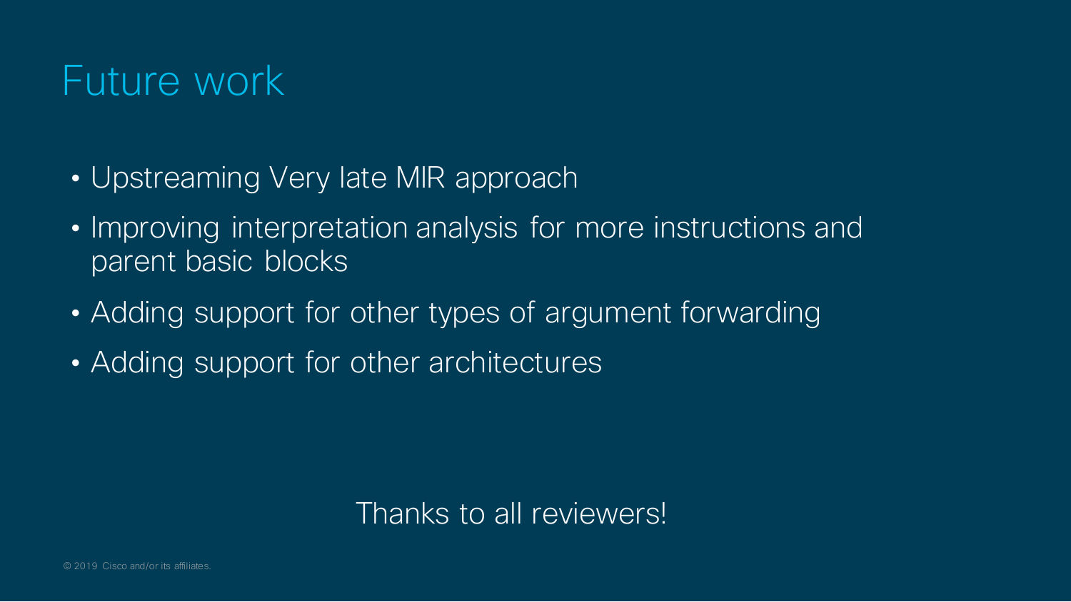# Future work

- Upstreaming Very late MIR approach
- Improving interpretation analysis for more instructions and parent basic blocks
- Adding support for other types of argument forwarding
- Adding support for other architectures

Thanks to all reviewers!